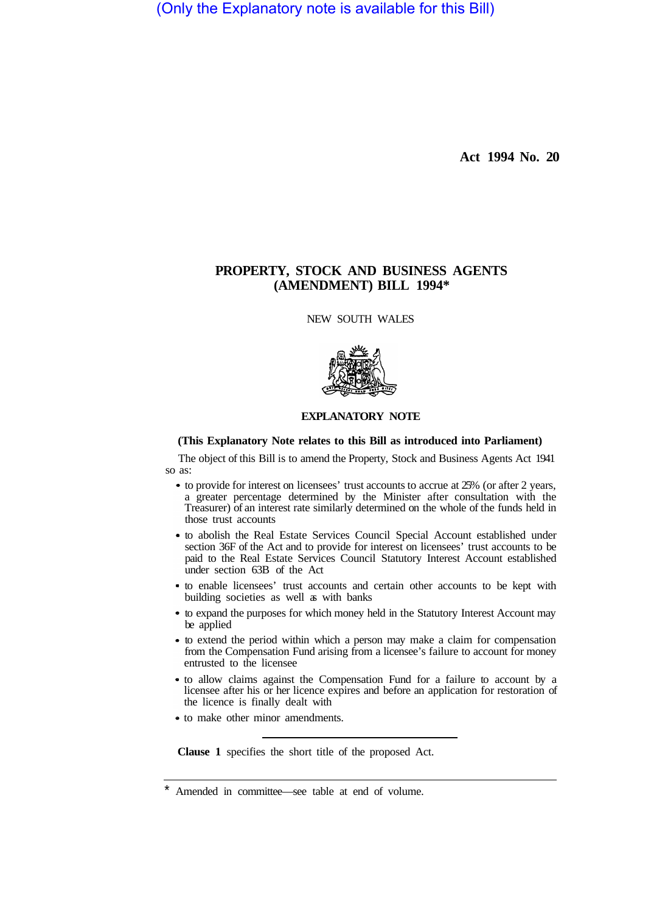(Only the Explanatory note is available for this Bill)

**Act 1994 No. 20**

# PROPERTY, STOCK AND BUSINESS AGENTS (AMENDMENT) BILL 1994*

NEW SOUTH WALES

## EXPLANATORY NOTE

**(This Explanatory Note relates to this Bill as introduced into Parliament)**

The object of this Bill is to amend the Property, Stock and Business Agents Act 1941 so as:

- to provide for interest on licensees' trust accounts to accrue at 25% (or after 2 years, a greater percentage determined by the Minister after consultation with the Treasurer) of an interest rate similarly determined on the whole of the funds held in those trust accounts
- to abolish the Real Estate Services Council Special Account established under section 36F of the Act and to provide for interest on licensees' trust accounts to be paid to the Real Estate Services Council Statutory Interest Account established under section 63B of the Act
- to enable licensees' trust accounts and certain other accounts to be kept with building societies as well as with banks
- to expand the purposes for which money held in the Statutory Interest Account may be applied
- to extend the period within which a person may make a claim for compensation from the Compensation Fund arising from a licensee's failure to account for money entrusted to the licensee
- to allow claims against the Compensation Fund for a failure to account by a licensee after his or her licence expires and before an application for restoration of the licence is finally dealt with
- to make other minor amendments.

---

**Clause 1** specifies the short title of the proposed Act.

---

\* Amended in committee—see table at end of volume.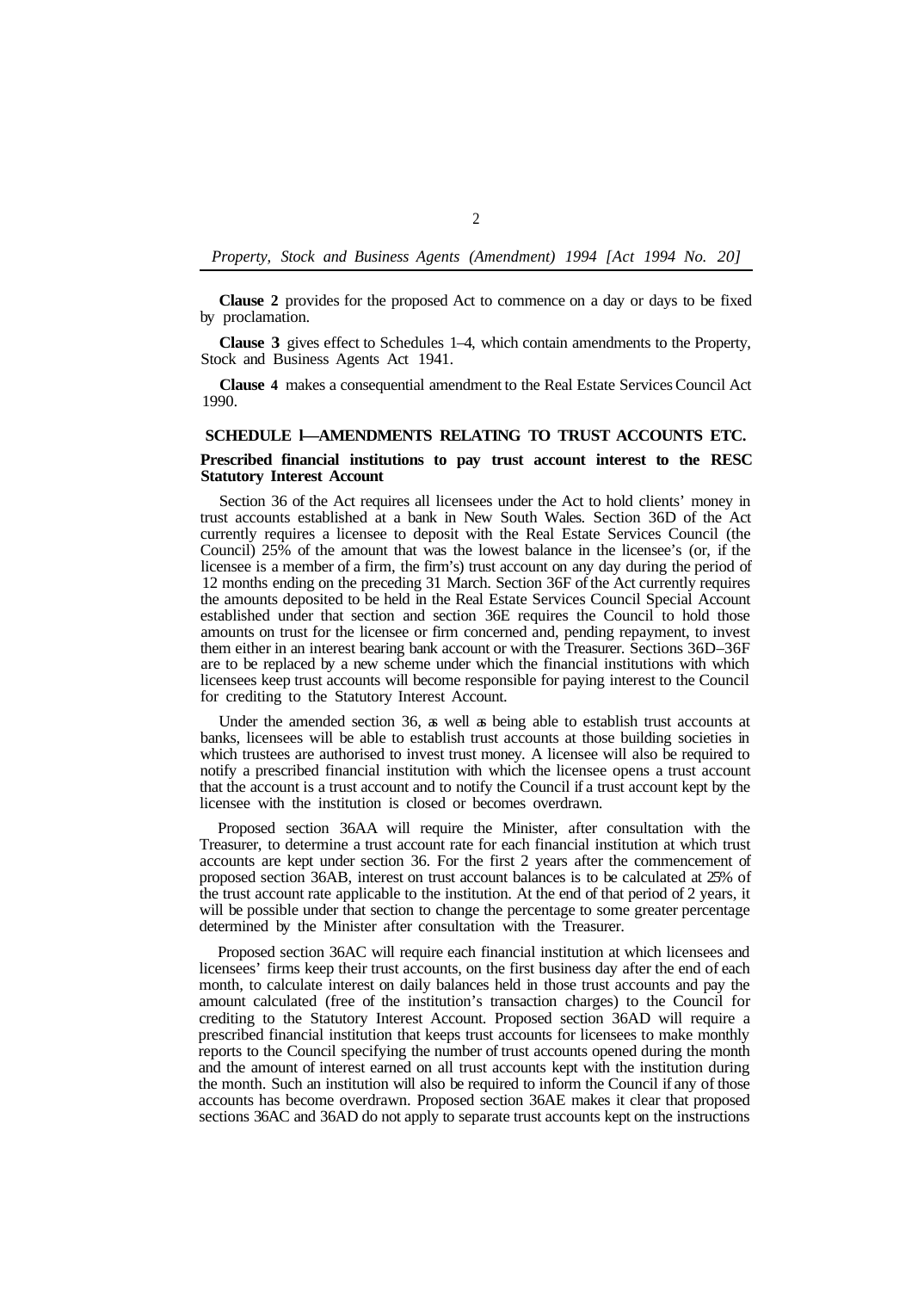**Clause 2** provides for the proposed Act to commence on a day or days to be fixed by proclamation.

**Clause 3** gives effect to Schedules 1–4, which contain amendments to the Property, Stock and Business Agents Act 1941.

**Clause 4** makes a consequential amendment to the Real Estate Services Council Act 1990.

## SCHEDULE 1—AMENDMENTS RELATING TO TRUST ACCOUNTS ETC.

### Prescribed financial institutions to pay trust account interest to the RESC Statutory Interest Account

Section 36 of the Act requires all licensees under the Act to hold clients' money in trust accounts established at a bank in New South Wales. Section 36D of the Act currently requires a licensee to deposit with the Real Estate Services Council (the Council) 25% of the amount that was the lowest balance in the licensee's (or, if the licensee is a member of a firm, the firm's) trust account on any day during the period of 12 months ending on the preceding 31 March. Section 36F of the Act currently requires the amounts deposited to be held in the Real Estate Services Council Special Account established under that section and section 36E requires the Council to hold those amounts on trust for the licensee or firm concerned and, pending repayment, to invest them either in an interest bearing bank account or with the Treasurer. Sections 36D–36F are to be replaced by a new scheme under which the financial institutions with which licensees keep trust accounts will become responsible for paying interest to the Council for crediting to the Statutory Interest Account.

Under the amended section 36, as well as being able to establish trust accounts at banks, licensees will be able to establish trust accounts at those building societies in which trustees are authorised to invest trust money. A licensee will also be required to notify a prescribed financial institution with which the licensee opens a trust account that the account is a trust account and to notify the Council if a trust account kept by the licensee with the institution is closed or becomes overdrawn.

Proposed section 36AA will require the Minister, after consultation with the Treasurer, to determine a trust account rate for each financial institution at which trust accounts are kept under section 36. For the first 2 years after the commencement of proposed section 36AB, interest on trust account balances is to be calculated at 25% of the trust account rate applicable to the institution. At the end of that period of 2 years, it will be possible under that section to change the percentage to some greater percentage determined by the Minister after consultation with the Treasurer.

Proposed section 36AC will require each financial institution at which licensees and licensees' firms keep their trust accounts, on the first business day after the end of each month, to calculate interest on daily balances held in those trust accounts and pay the amount calculated (free of the institution's transaction charges) to the Council for crediting to the Statutory Interest Account. Proposed section 36AD will require a prescribed financial institution that keeps trust accounts for licensees to make monthly reports to the Council specifying the number of trust accounts opened during the month and the amount of interest earned on all trust accounts kept with the institution during the month. Such an institution will also be required to inform the Council if any of those accounts has become overdrawn. Proposed section 36AE makes it clear that proposed sections 36AC and 36AD do not apply to separate trust accounts kept on the instructions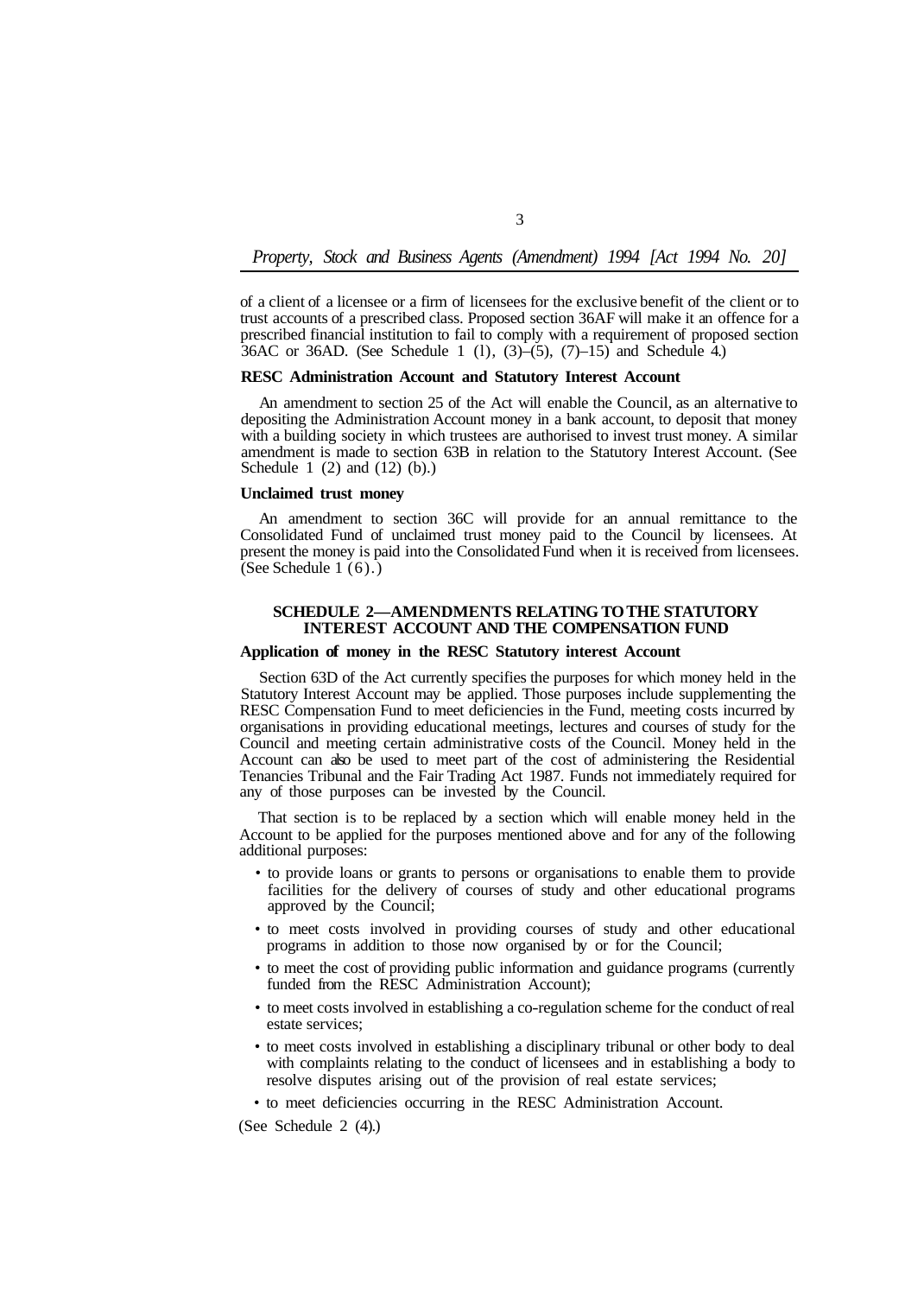of a client of a licensee or a firm of licensees for the exclusive benefit of the client or to trust accounts of a prescribed class. Proposed section 36AF will make it an offence for a prescribed financial institution to fail to comply with a requirement of proposed section 36AC or 36AD. (See Schedule 1 (1), (3)–(5), (7)–15) and Schedule 4.)

**RESC Administration Account and Statutory Interest Account**

An amendment to section 25 of the Act will enable the Council, as an alternative to depositing the Administration Account money in a bank account, to deposit that money with a building society in which trustees are authorised to invest trust money. A similar amendment is made to section 63B in relation to the Statutory Interest Account. (See Schedule 1 (2) and (12) (b).)

**Unclaimed trust money**

An amendment to section 36C will provide for an annual remittance to the Consolidated Fund of unclaimed trust money paid to the Council by licensees. At present the money is paid into the Consolidated Fund when it is received from licensees. (See Schedule 1 (6).)

## SCHEDULE 2—AMENDMENTS RELATING TO THE STATUTORY INTEREST ACCOUNT AND THE COMPENSATION FUND

**Application of money in the RESC Statutory interest Account**

Section 63D of the Act currently specifies the purposes for which money held in the Statutory Interest Account may be applied. Those purposes include supplementing the RESC Compensation Fund to meet deficiencies in the Fund, meeting costs incurred by organisations in providing educational meetings, lectures and courses of study for the Council and meeting certain administrative costs of the Council. Money held in the Account can also be used to meet part of the cost of administering the Residential Tenancies Tribunal and the Fair Trading Act 1987. Funds not immediately required for any of those purposes can be invested by the Council.

That section is to be replaced by a section which will enable money held in the Account to be applied for the purposes mentioned above and for any of the following additional purposes:

- to provide loans or grants to persons or organisations to enable them to provide facilities for the delivery of courses of study and other educational programs approved by the Council;
- to meet costs involved in providing courses of study and other educational programs in addition to those now organised by or for the Council;
- to meet the cost of providing public information and guidance programs (currently funded from the RESC Administration Account);
- to meet costs involved in establishing a co-regulation scheme for the conduct of real estate services;
- to meet costs involved in establishing a disciplinary tribunal or other body to deal with complaints relating to the conduct of licensees and in establishing a body to resolve disputes arising out of the provision of real estate services;
- to meet deficiencies occurring in the RESC Administration Account.

(See Schedule 2 (4).)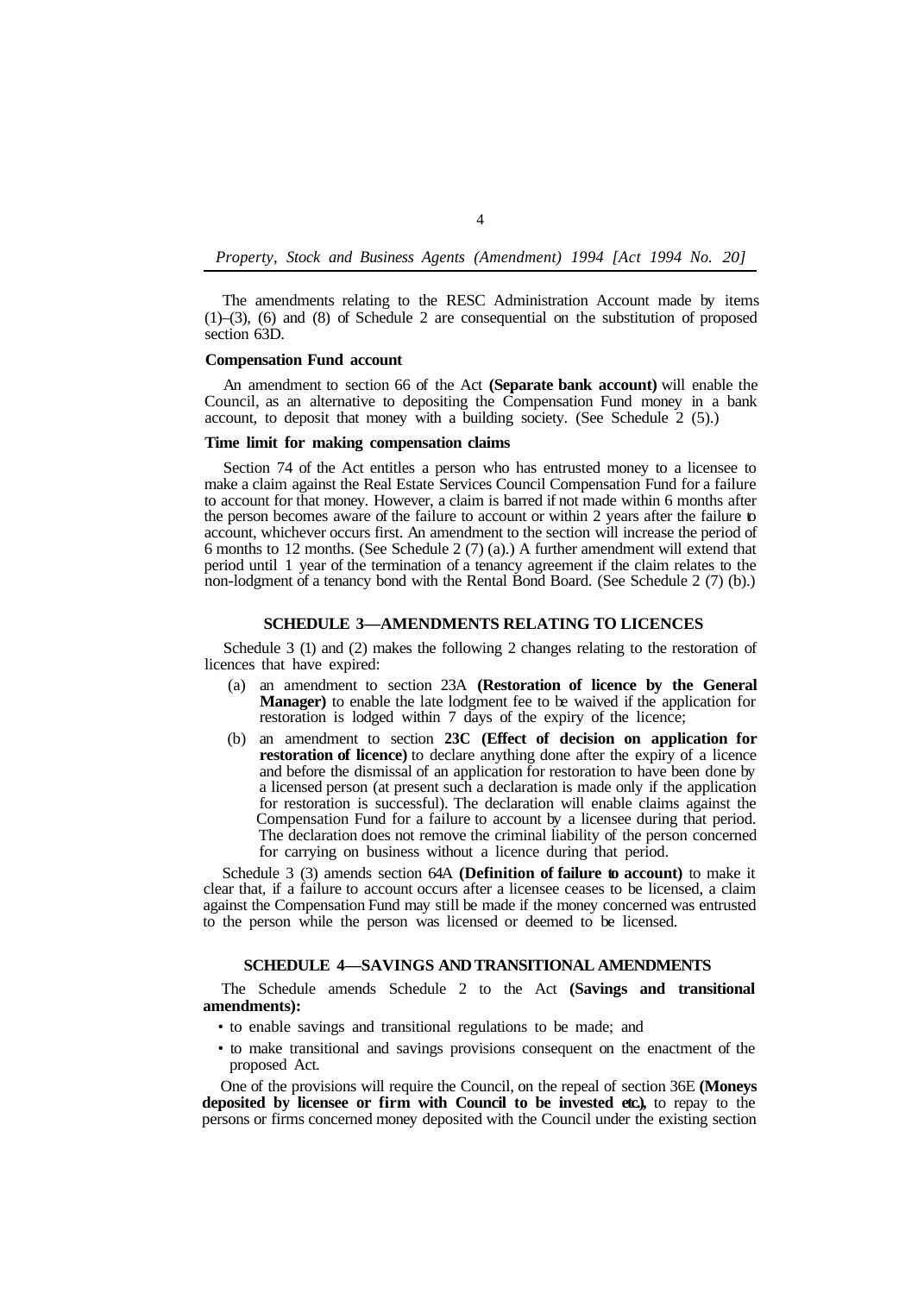The amendments relating to the RESC Administration Account made by items (1)–(3), (6) and (8) of Schedule 2 are consequential on the substitution of proposed section 63D.

**Compensation Fund account**

An amendment to section 66 of the Act **(Separate bank account)** will enable the Council, as an alternative to depositing the Compensation Fund money in a bank account, to deposit that money with a building society. (See Schedule 2 (5).)

**Time limit for making compensation claims**

Section 74 of the Act entitles a person who has entrusted money to a licensee to make a claim against the Real Estate Services Council Compensation Fund for a failure to account for that money. However, a claim is barred if not made within 6 months after the person becomes aware of the failure to account or within 2 years after the failure to account, whichever occurs first. An amendment to the section will increase the period of 6 months to 12 months. (See Schedule 2 (7) (a).) A further amendment will extend that period until 1 year of the termination of a tenancy agreement if the claim relates to the non-lodgment of a tenancy bond with the Rental Bond Board. (See Schedule 2 (7) (b).)

## SCHEDULE 3—AMENDMENTS RELATING TO LICENCES

Schedule 3 (1) and (2) makes the following 2 changes relating to the restoration of licences that have expired:

(a) an amendment to section 23A **(Restoration of licence by the General Manager)** to enable the late lodgment fee to be waived if the application for restoration is lodged within 7 days of the expiry of the licence;

(b) an amendment to section **23C (Effect of decision on application for restoration of licence)** to declare anything done after the expiry of a licence and before the dismissal of an application for restoration to have been done by a licensed person (at present such a declaration is made only if the application for restoration is successful). The declaration will enable claims against the Compensation Fund for a failure to account by a licensee during that period. The declaration does not remove the criminal liability of the person concerned for carrying on business without a licence during that period.

Schedule 3 (3) amends section 64A **(Definition of failure to account)** to make it clear that, if a failure to account occurs after a licensee ceases to be licensed, a claim against the Compensation Fund may still be made if the money concerned was entrusted to the person while the person was licensed or deemed to be licensed.

## SCHEDULE 4—SAVINGS AND TRANSITIONAL AMENDMENTS

The Schedule amends Schedule 2 to the Act **(Savings and transitional amendments):**

- to enable savings and transitional regulations to be made; and
- to make transitional and savings provisions consequent on the enactment of the proposed Act.

One of the provisions will require the Council, on the repeal of section 36E **(Moneys deposited by licensee or firm with Council to be invested etc.),** to repay to the persons or firms concerned money deposited with the Council under the existing section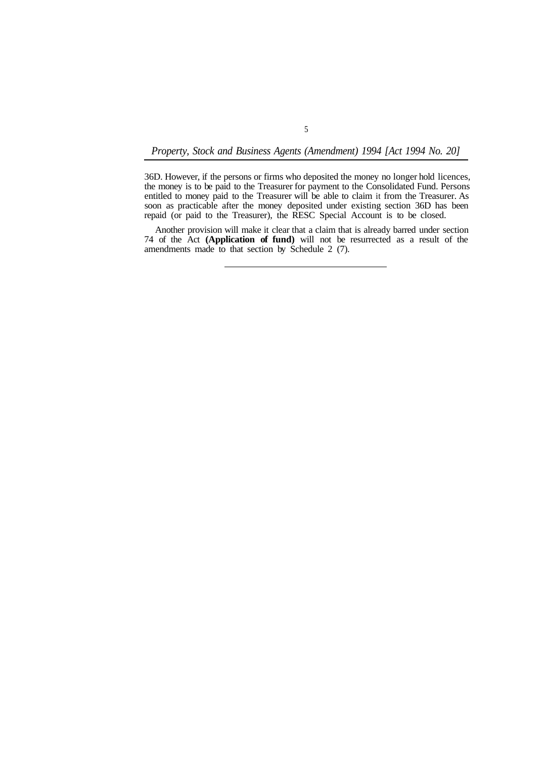36D. However, if the persons or firms who deposited the money no longer hold licences, the money is to be paid to the Treasurer for payment to the Consolidated Fund. Persons entitled to money paid to the Treasurer will be able to claim it from the Treasurer. As soon as practicable after the money deposited under existing section 36D has been repaid (or paid to the Treasurer), the RESC Special Account is to be closed.

Another provision will make it clear that a claim that is already barred under section 74 of the Act **(Application of fund)** will not be resurrected as a result of the amendments made to that section by Schedule 2 (7).